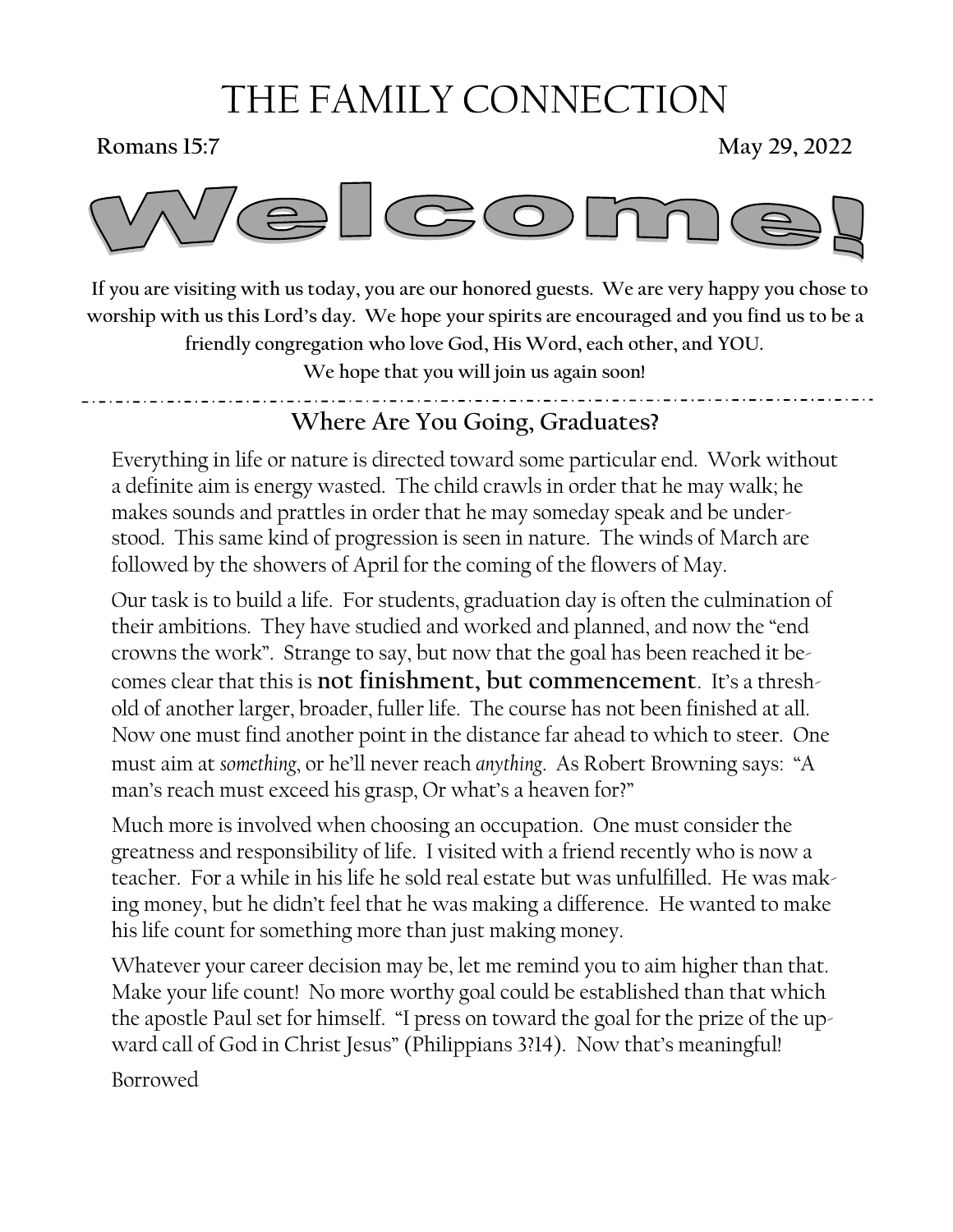# THE FAMILY CONNECTION

**Romans 15:7** **May 29, 2022**

# Welcome!

**If you are visiting with us today, you are our honored guests. We are very happy you chose to worship with us this Lord's day. We hope your spirits are encouraged and you find us to be a friendly congregation who love God, His Word, each other, and YOU.**
**We hope that you will join us again soon!**

---

## Where Are You Going, Graduates?

Everything in life or nature is directed toward some particular end. Work without a definite aim is energy wasted. The child crawls in order that he may walk; he makes sounds and prattles in order that he may someday speak and be understood. This same kind of progression is seen in nature. The winds of March are followed by the showers of April for the coming of the flowers of May.

Our task is to build a life. For students, graduation day is often the culmination of their ambitions. They have studied and worked and planned, and now the "end crowns the work". Strange to say, but now that the goal has been reached it becomes clear that this is **not finishment, but commencement**. It's a threshold of another larger, broader, fuller life. The course has not been finished at all. Now one must find another point in the distance far ahead to which to steer. One must aim at *something*, or he'll never reach *anything*. As Robert Browning says: "A man's reach must exceed his grasp, Or what's a heaven for?"

Much more is involved when choosing an occupation. One must consider the greatness and responsibility of life. I visited with a friend recently who is now a teacher. For a while in his life he sold real estate but was unfulfilled. He was making money, but he didn't feel that he was making a difference. He wanted to make his life count for something more than just making money.

Whatever your career decision may be, let me remind you to aim higher than that. Make your life count! No more worthy goal could be established than that which the apostle Paul set for himself. "I press on toward the goal for the prize of the upward call of God in Christ Jesus" (Philippians 3?14). Now that's meaningful!

Borrowed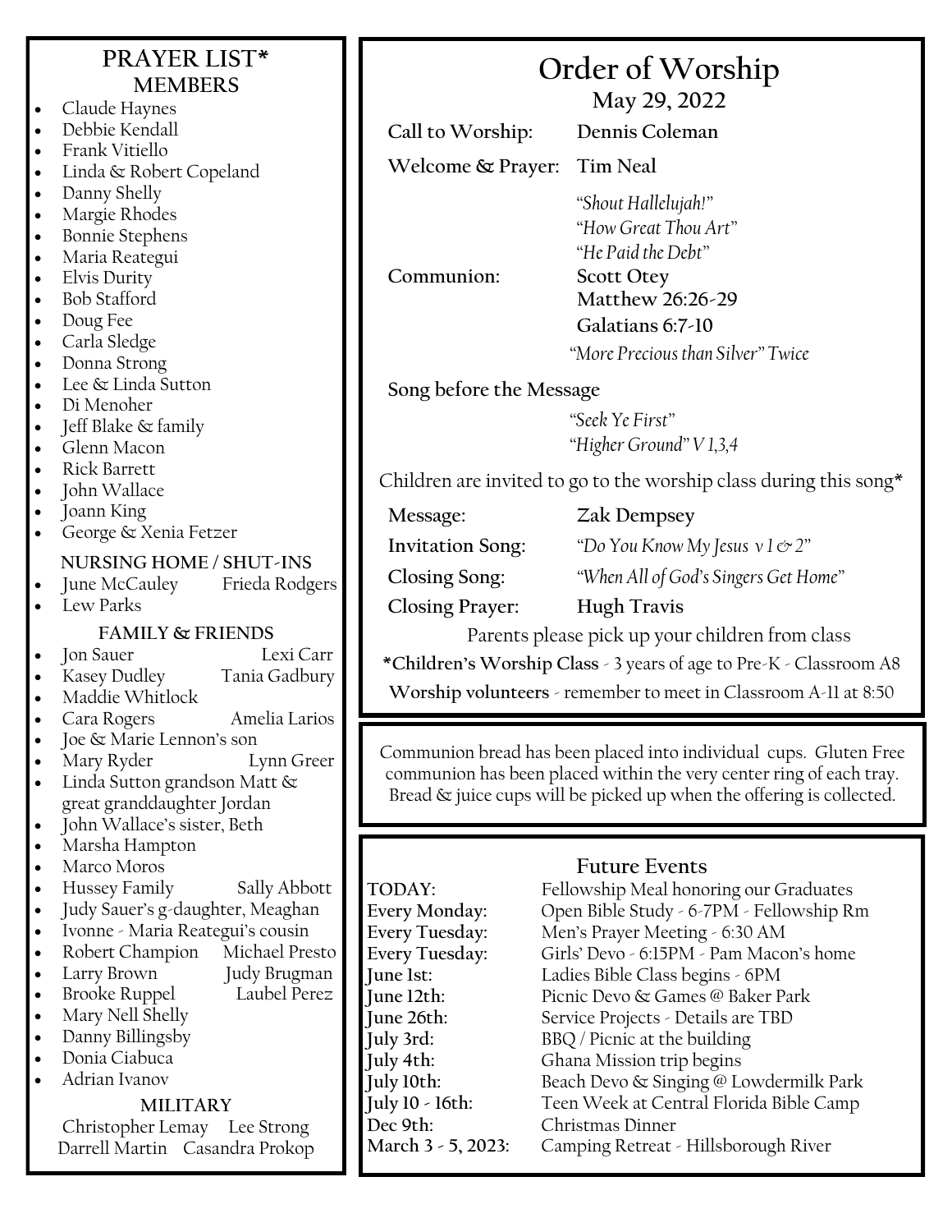## PRAYER LIST*

### MEMBERS

- Claude Haynes
- Debbie Kendall
- Frank Vitiello
- Linda & Robert Copeland
- Danny Shelly
- Margie Rhodes
- Bonnie Stephens
- Maria Reategui
- Elvis Durity
- Bob Stafford
- Doug Fee
- Carla Sledge
- Donna Strong
- Lee & Linda Sutton
- Di Menoher
- Jeff Blake & family
- Glenn Macon
- Rick Barrett
- John Wallace
- Joann King
- George & Xenia Fetzer

### NURSING HOME / SHUT-INS

- June McCauley     Frieda Rodgers
- Lew Parks

### FAMILY & FRIENDS

- Jon Sauer     Lexi Carr
- Kasey Dudley     Tania Gadbury
- Maddie Whitlock
- Cara Rogers     Amelia Larios
- Joe & Marie Lennon's son
- Mary Ryder     Lynn Greer
- Linda Sutton grandson Matt & great granddaughter Jordan
- John Wallace's sister, Beth
- Marsha Hampton
- Marco Moros
- Hussey Family     Sally Abbott
- Judy Sauer's g-daughter, Meaghan
- Ivonne - Maria Reategui's cousin
- Robert Champion     Michael Presto
- Larry Brown     Judy Brugman
- Brooke Ruppel     Laubel Perez
- Mary Nell Shelly
- Danny Billingsby
- Donia Ciabuca
- Adrian Ivanov

### MILITARY

Christopher Lemay     Lee Strong
Darrell Martin     Casandra Prokop

# Order of Worship

**May 29, 2022**

**Call to Worship:** **Dennis Coleman**

**Welcome & Prayer:** **Tim Neal**

*"Shout Hallelujah!"*
*"How Great Thou Art"*
*"He Paid the Debt"*

**Communion:** **Scott Otey**
**Matthew 26:26-29**
**Galatians 6:7-10**

*"More Precious than Silver" Twice*

**Song before the Message**

*"Seek Ye First"*
*"Higher Ground" V 1,3,4*

Children are invited to go to the worship class during this song*

**Message:** **Zak Dempsey**

**Invitation Song:** *"Do You Know My Jesus v 1 & 2"*

**Closing Song:** *"When All of God's Singers Get Home"*

**Closing Prayer:** **Hugh Travis**

Parents please pick up your children from class

***Children's Worship Class** - 3 years of age to Pre-K - Classroom A8

**Worship volunteers** - remember to meet in Classroom A-11 at 8:50

Communion bread has been placed into individual cups. Gluten Free communion has been placed within the very center ring of each tray. Bread & juice cups will be picked up when the offering is collected.

## Future Events

| | |
|---|---|
| **TODAY:** | Fellowship Meal honoring our Graduates |
| **Every Monday:** | Open Bible Study - 6-7PM - Fellowship Rm |
| **Every Tuesday:** | Men's Prayer Meeting - 6:30 AM |
| **Every Tuesday:** | Girls' Devo - 6:15PM - Pam Macon's home |
| **June 1st:** | Ladies Bible Class begins - 6PM |
| **June 12th:** | Picnic Devo & Games @ Baker Park |
| **June 26th:** | Service Projects - Details are TBD |
| **July 3rd:** | BBQ / Picnic at the building |
| **July 4th:** | Ghana Mission trip begins |
| **July 10th:** | Beach Devo & Singing @ Lowdermilk Park |
| **July 10 - 16th:** | Teen Week at Central Florida Bible Camp |
| **Dec 9th:** | Christmas Dinner |
| **March 3 - 5, 2023:** | Camping Retreat - Hillsborough River |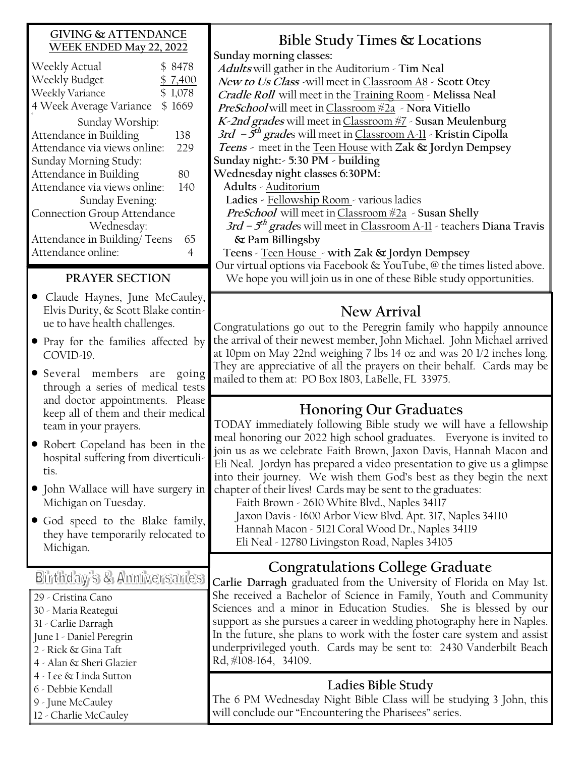## GIVING & ATTENDANCE WEEK ENDED May 22, 2022

| | |
|---|---|
| Weekly Actual | $ 8478 |
| Weekly Budget | $ 7,400 |
| Weekly Variance | $ 1,078 |
| 4 Week Average Variance | $ 1669 |

Sunday Worship:

| | |
|---|---|
| Attendance in Building | 138 |
| Attendance via views online: | 229 |

Sunday Morning Study:

| | |
|---|---|
| Attendance in Building | 80 |
| Attendance via views online: | 140 |

Sunday Evening:

Connection Group Attendance

Wednesday:

| | |
|---|---|
| Attendance in Building/ Teens | 65 |
| Attendance online: | 4 |

## PRAYER SECTION

- Claude Haynes, June McCauley, Elvis Durity, & Scott Blake continue to have health challenges.
- Pray for the families affected by COVID-19.
- Several members are going through a series of medical tests and doctor appointments. Please keep all of them and their medical team in your prayers.
- Robert Copeland has been in the hospital suffering from diverticulitis.
- John Wallace will have surgery in Michigan on Tuesday.
- God speed to the Blake family, they have temporarily relocated to Michigan.

## Birthday's & Anniversaries

29 - Cristina Cano
30 - Maria Reategui
31 - Carlie Darragh
June 1 - Daniel Peregrin
2 - Rick & Gina Taft
4 - Alan & Sheri Glazier
4 - Lee & Linda Sutton
6 - Debbie Kendall
9 - June McCauley
12 - Charlie McCauley

## Bible Study Times & Locations

**Sunday morning classes:**

***Adults*** will gather in the Auditorium - **Tim Neal**
***New to Us Class*** -will meet in Classroom A8 - **Scott Otey**
***Cradle Roll*** will meet in the Training Room - **Melissa Neal**
***PreSchool*** will meet in Classroom #2a - **Nora Vitiello**
***K-2nd grades*** will meet in Classroom #7 - **Susan Meulenburg**
***3rd – 5th grade***s will meet in Classroom A-11 - **Kristin Cipolla**
***Teens*** - meet in the Teen House with **Zak & Jordyn Dempsey**

**Sunday night:- 5:30 PM - building**

**Wednesday night classes 6:30PM:**

**Adults** - Auditorium
**Ladies** - Fellowship Room - various ladies
***PreSchool*** will meet in Classroom #2a - **Susan Shelly**
***3rd – 5th grade***s will meet in Classroom A-11 - teachers **Diana Travis & Pam Billingsby**
**Teens** - Teen House - **with Zak & Jordyn Dempsey**

Our virtual options via Facebook & YouTube, @ the times listed above. We hope you will join us in one of these Bible study opportunities.

## New Arrival

Congratulations go out to the Peregrin family who happily announce the arrival of their newest member, John Michael. John Michael arrived at 10pm on May 22nd weighing 7 lbs 14 oz and was 20 1/2 inches long. They are appreciative of all the prayers on their behalf. Cards may be mailed to them at: PO Box 1803, LaBelle, FL 33975.

## Honoring Our Graduates

TODAY immediately following Bible study we will have a fellowship meal honoring our 2022 high school graduates. Everyone is invited to join us as we celebrate Faith Brown, Jaxon Davis, Hannah Macon and Eli Neal. Jordyn has prepared a video presentation to give us a glimpse into their journey. We wish them God's best as they begin the next chapter of their lives! Cards may be sent to the graduates:

Faith Brown - 2610 White Blvd., Naples 34117
Jaxon Davis - 1600 Arbor View Blvd. Apt. 317, Naples 34110
Hannah Macon - 5121 Coral Wood Dr., Naples 34119
Eli Neal - 12780 Livingston Road, Naples 34105

## Congratulations College Graduate

**Carlie Darragh** graduated from the University of Florida on May 1st. She received a Bachelor of Science in Family, Youth and Community Sciences and a minor in Education Studies. She is blessed by our support as she pursues a career in wedding photography here in Naples. In the future, she plans to work with the foster care system and assist underprivileged youth. Cards may be sent to: 2430 Vanderbilt Beach Rd, #108-164, 34109.

### Ladies Bible Study

The 6 PM Wednesday Night Bible Class will be studying 3 John, this will conclude our "Encountering the Pharisees" series.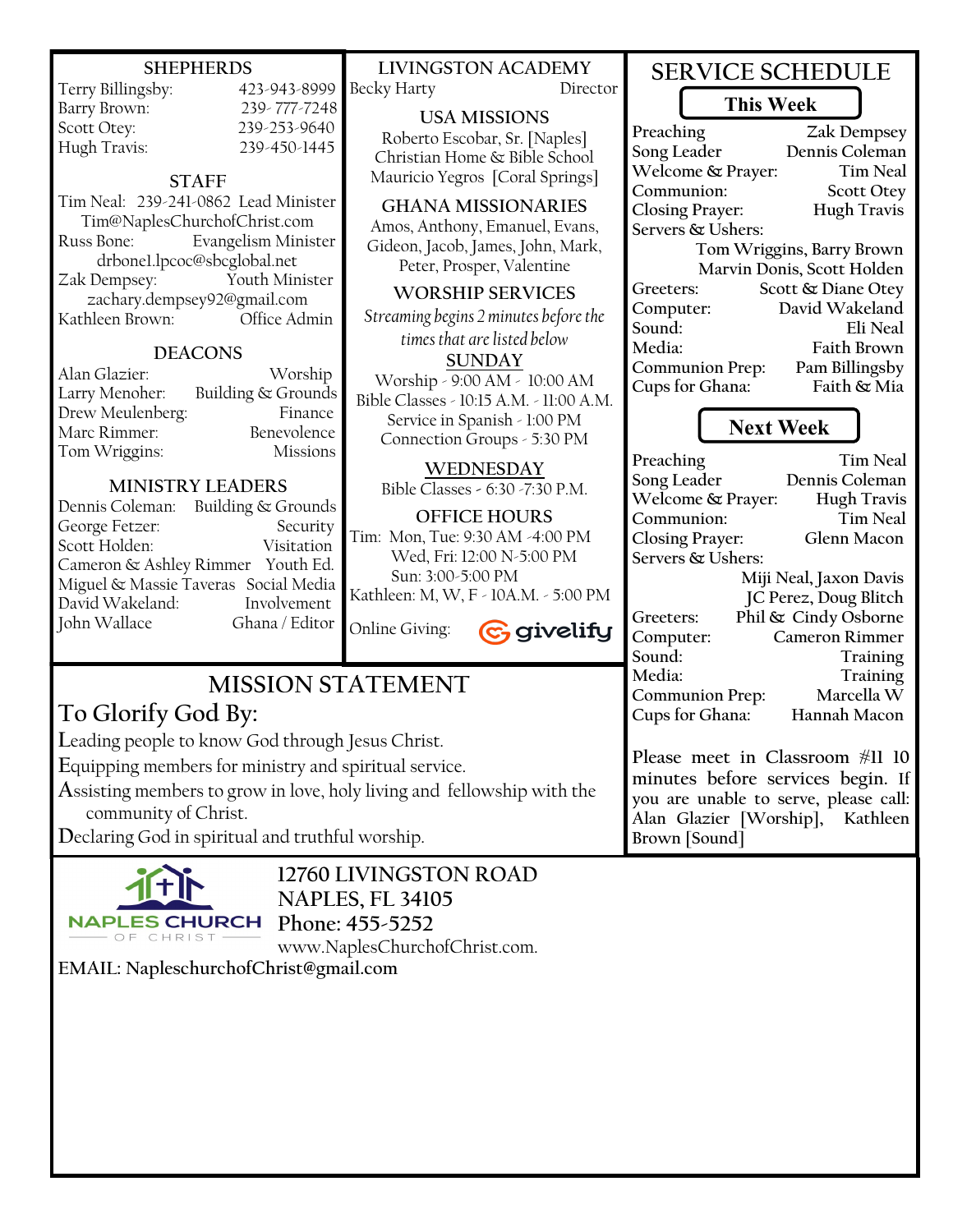## SHEPHERDS

| | |
|---|---|
| Terry Billingsby: | 423-943-8999 |
| Barry Brown: | 239-777-7248 |
| Scott Otey: | 239-253-9640 |
| Hugh Travis: | 239-450-1445 |

## STAFF

Tim Neal: 239-241-0862 Lead Minister
Tim@NaplesChurchofChrist.com
Russ Bone: Evangelism Minister
drbone1.lpcoc@sbcglobal.net
Zak Dempsey: Youth Minister
zachary.dempsey92@gmail.com
Kathleen Brown: Office Admin

## DEACONS

| | |
|---|---|
| Alan Glazier: | Worship |
| Larry Menoher: | Building & Grounds |
| Drew Meulenberg: | Finance |
| Marc Rimmer: | Benevolence |
| Tom Wriggins: | Missions |

## MINISTRY LEADERS

| | |
|---|---|
| Dennis Coleman: | Building & Grounds |
| George Fetzer: | Security |
| Scott Holden: | Visitation |
| Cameron & Ashley Rimmer | Youth Ed. |
| Miguel & Massie Taveras | Social Media |
| David Wakeland: | Involvement |
| John Wallace | Ghana / Editor |

## LIVINGSTON ACADEMY

Becky Harty — Director

## USA MISSIONS

Roberto Escobar, Sr. [Naples]
Christian Home & Bible School
Mauricio Yegros [Coral Springs]

## GHANA MISSIONARIES

Amos, Anthony, Emanuel, Evans, Gideon, Jacob, James, John, Mark, Peter, Prosper, Valentine

## WORSHIP SERVICES

*Streaming begins 2 minutes before the times that are listed below*

**SUNDAY**

Worship - 9:00 AM - 10:00 AM
Bible Classes - 10:15 A.M. - 11:00 A.M.
Service in Spanish - 1:00 PM
Connection Groups - 5:30 PM

**WEDNESDAY**

Bible Classes - 6:30 -7:30 P.M.

## OFFICE HOURS

Tim: Mon, Tue: 9:30 AM -4:00 PM
Wed, Fri: 12:00 N-5:00 PM
Sun: 3:00-5:00 PM
Kathleen: M, W, F - 10A.M. - 5:00 PM

Online Giving: givelify

# SERVICE SCHEDULE

## This Week

| | |
|---|---|
| Preaching | Zak Dempsey |
| Song Leader | Dennis Coleman |
| Welcome & Prayer: | Tim Neal |
| Communion: | Scott Otey |
| Closing Prayer: | Hugh Travis |
| Servers & Ushers: | Tom Wriggins, Barry Brown, Marvin Donis, Scott Holden |
| Greeters: | Scott & Diane Otey |
| Computer: | David Wakeland |
| Sound: | Eli Neal |
| Media: | Faith Brown |
| Communion Prep: | Pam Billingsby |
| Cups for Ghana: | Faith & Mia |

## Next Week

| | |
|---|---|
| Preaching | Tim Neal |
| Song Leader | Dennis Coleman |
| Welcome & Prayer: | Hugh Travis |
| Communion: | Tim Neal |
| Closing Prayer: | Glenn Macon |
| Servers & Ushers: | Miji Neal, Jaxon Davis, JC Perez, Doug Blitch |
| Greeters: | Phil & Cindy Osborne |
| Computer: | Cameron Rimmer |
| Sound: | Training |
| Media: | Training |
| Communion Prep: | Marcella W |
| Cups for Ghana: | Hannah Macon |

Please meet in Classroom #11 10 minutes before services begin. If you are unable to serve, please call: Alan Glazier [Worship], Kathleen Brown [Sound]

## MISSION STATEMENT

### To Glorify God By:

Leading people to know God through Jesus Christ.
Equipping members for ministry and spiritual service.
Assisting members to grow in love, holy living and fellowship with the community of Christ.
Declaring God in spiritual and truthful worship.

NAPLES CHURCH OF CHRIST

**12760 LIVINGSTON ROAD**
**NAPLES, FL 34105**
**Phone: 455-5252**
www.NaplesChurchofChrist.com.
**EMAIL: NapleschurchofChrist@gmail.com**